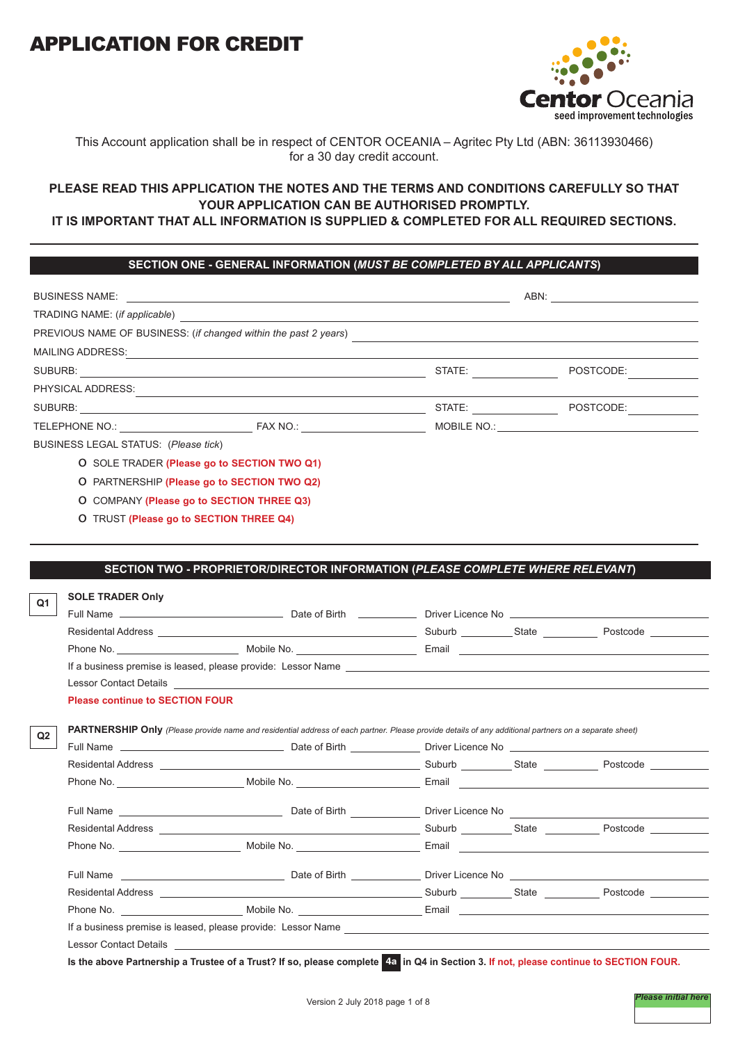# APPLICATION FOR CREDIT

Centor Oceania
seed improvement technologies

This Account application shall be in respect of CENTOR OCEANIA – Agritec Pty Ltd (ABN: 36113930466) for a 30 day credit account.

**PLEASE READ THIS APPLICATION THE NOTES AND THE TERMS AND CONDITIONS CAREFULLY SO THAT YOUR APPLICATION CAN BE AUTHORISED PROMPTLY.**
**IT IS IMPORTANT THAT ALL INFORMATION IS SUPPLIED & COMPLETED FOR ALL REQUIRED SECTIONS.**

## SECTION ONE - GENERAL INFORMATION (*MUST BE COMPLETED BY ALL APPLICANTS*)

BUSINESS NAME: ______________________ ABN: ______________

TRADING NAME: (*if applicable*) ______________________

PREVIOUS NAME OF BUSINESS: (*if changed within the past 2 years*) ______________________

MAILING ADDRESS: ______________________

SUBURB: ______________ STATE: ______________ POSTCODE: ______________

PHYSICAL ADDRESS: ______________________

SUBURB: ______________ STATE: ______________ POSTCODE: ______________

TELEPHONE NO.: ______________ FAX NO.: ______________ MOBILE NO.: ______________

BUSINESS LEGAL STATUS: (*Please tick*)

- O SOLE TRADER **(Please go to SECTION TWO Q1)**
- O PARTNERSHIP **(Please go to SECTION TWO Q2)**
- O COMPANY **(Please go to SECTION THREE Q3)**
- O TRUST **(Please go to SECTION THREE Q4)**

## SECTION TWO - PROPRIETOR/DIRECTOR INFORMATION (*PLEASE COMPLETE WHERE RELEVANT*)

**Q1** **SOLE TRADER Only**

Full Name ______________ Date of Birth ______________ Driver Licence No ______________

Residental Address ______________ Suburb ______________ State ______________ Postcode ______________

Phone No. ______________ Mobile No. ______________ Email ______________

If a business premise is leased, please provide: Lessor Name ______________

Lessor Contact Details ______________

**Please continue to SECTION FOUR**

**Q2** **PARTNERSHIP Only** *(Please provide name and residential address of each partner. Please provide details of any additional partners on a separate sheet)*

Full Name ______________ Date of Birth ______________ Driver Licence No ______________

Residental Address ______________ Suburb ______________ State ______________ Postcode ______________

Phone No. ______________ Mobile No. ______________ Email ______________

Full Name ______________ Date of Birth ______________ Driver Licence No ______________

Residental Address ______________ Suburb ______________ State ______________ Postcode ______________

Phone No. ______________ Mobile No. ______________ Email ______________

Full Name ______________ Date of Birth ______________ Driver Licence No ______________

Residental Address ______________ Suburb ______________ State ______________ Postcode ______________

Phone No. ______________ Mobile No. ______________ Email ______________

If a business premise is leased, please provide: Lessor Name ______________

Lessor Contact Details ______________

**Is the above Partnership a Trustee of a Trust? If so, please complete 4a in Q4 in Section 3. If not, please continue to SECTION FOUR.**

Version 2 July 2018

*Please initial here*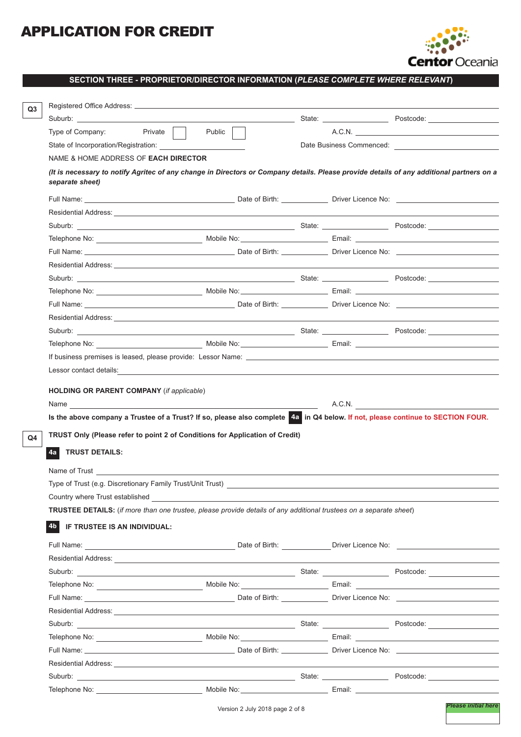# APPLICATION FOR CREDIT

Centor Oceania

## SECTION THREE - PROPRIETOR/DIRECTOR INFORMATION (*PLEASE COMPLETE WHERE RELEVANT*)

**Q3**

Registered Office Address: ______________________________

Suburb: ______________ State: ______________ Postcode: ______________

Type of Company: Private ☐ Public ☐ A.C.N. ______________

State of Incorporation/Registration: ______________ Date Business Commenced: ______________

NAME & HOME ADDRESS OF **EACH DIRECTOR**

***(It is necessary to notify Agritec of any change in Directors or Company details. Please provide details of any additional partners on a separate sheet)***

Full Name: ______________ Date of Birth: ______________ Driver Licence No: ______________

Residential Address: ______________________________

Suburb: ______________ State: ______________ Postcode: ______________

Telephone No: ______________ Mobile No: ______________ Email: ______________

Full Name: ______________ Date of Birth: ______________ Driver Licence No: ______________

Residential Address: ______________________________

Suburb: ______________ State: ______________ Postcode: ______________

Telephone No: ______________ Mobile No: ______________ Email: ______________

Full Name: ______________ Date of Birth: ______________ Driver Licence No: ______________

Residential Address: ______________________________

Suburb: ______________ State: ______________ Postcode: ______________

Telephone No: ______________ Mobile No: ______________ Email: ______________

If business premises is leased, please provide: Lessor Name: ______________

Lessor contact details: ______________

**HOLDING OR PARENT COMPANY** (*if applicable*)

Name ______________ A.C.N. ______________

**Is the above company a Trustee of a Trust? If so, please also complete 4a in Q4 below. If not, please continue to SECTION FOUR.**

**Q4**

**TRUST Only (Please refer to point 2 of Conditions for Application of Credit)**

### 4a TRUST DETAILS:

Name of Trust ______________________________

Type of Trust (e.g. Discretionary Family Trust/Unit Trust) ______________

Country where Trust established ______________

**TRUSTEE DETAILS:** (*if more than one trustee, please provide details of any additional trustees on a separate sheet*)

### 4b IF TRUSTEE IS AN INDIVIDUAL:

Full Name: ______________ Date of Birth: ______________ Driver Licence No: ______________

Residential Address: ______________________________

Suburb: ______________ State: ______________ Postcode: ______________

Telephone No: ______________ Mobile No: ______________ Email: ______________

Full Name: ______________ Date of Birth: ______________ Driver Licence No: ______________

Residential Address: ______________________________

Suburb: ______________ State: ______________ Postcode: ______________

Telephone No: ______________ Mobile No: ______________ Email: ______________

Full Name: ______________ Date of Birth: ______________ Driver Licence No: ______________

Residential Address: ______________________________

Suburb: ______________ State: ______________ Postcode: ______________

Telephone No: ______________ Mobile No: ______________ Email: ______________

Version 2 July 2018

*Please initial here*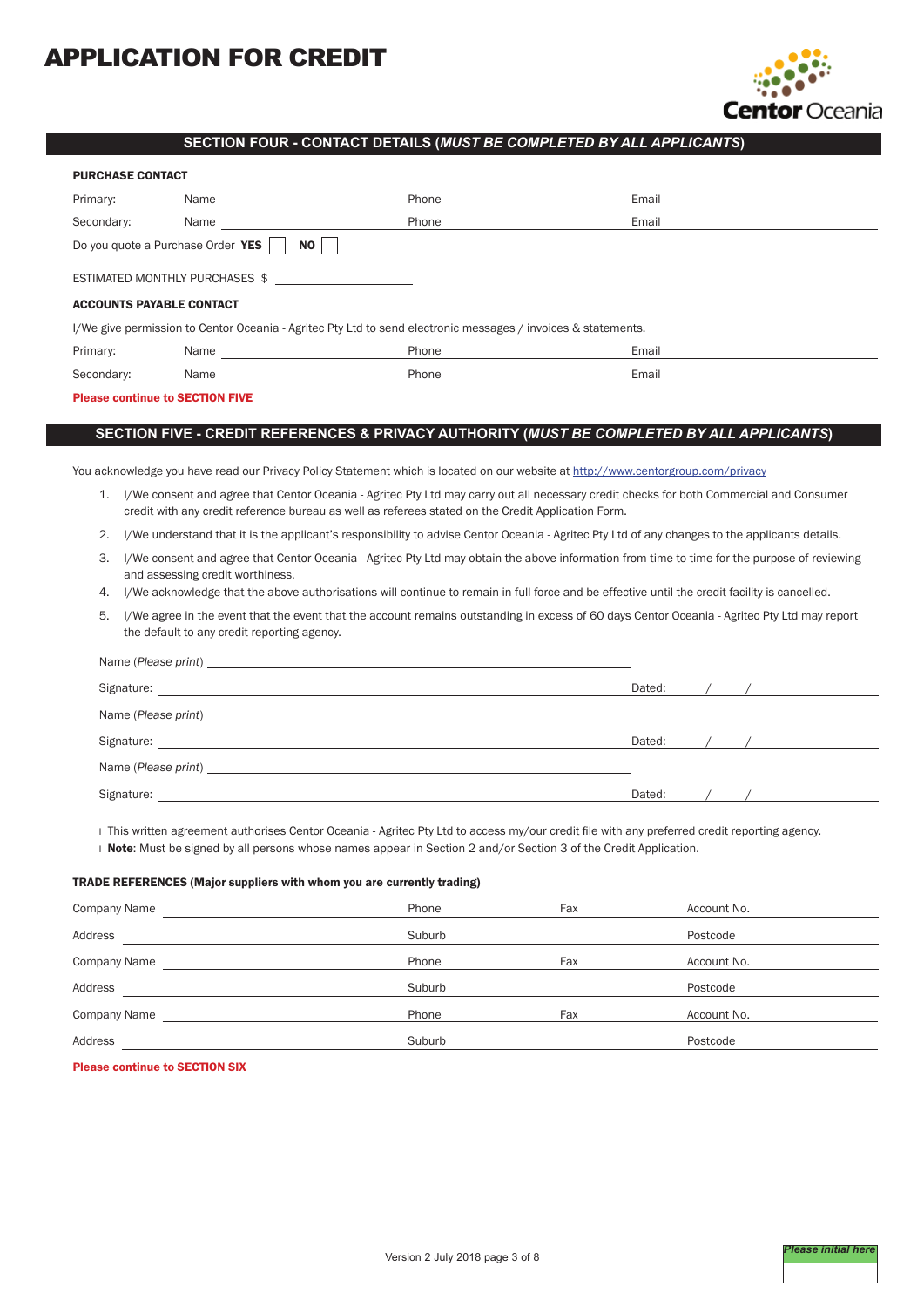# APPLICATION FOR CREDIT

Centor Oceania

## SECTION FOUR - CONTACT DETAILS (*MUST BE COMPLETED BY ALL APPLICANTS*)

**PURCHASE CONTACT**

| | | | |
|---|---|---|---|
| Primary: | Name | Phone | Email |
| Secondary: | Name | Phone | Email |

Do you quote a Purchase Order **YES** ☐ **NO** ☐

ESTIMATED MONTHLY PURCHASES $ ____________________

**ACCOUNTS PAYABLE CONTACT**

I/We give permission to Centor Oceania - Agritec Pty Ltd to send electronic messages / invoices & statements.

| | | | |
|---|---|---|---|
| Primary: | Name | Phone | Email |
| Secondary: | Name | Phone | Email |

**Please continue to SECTION FIVE**

## SECTION FIVE - CREDIT REFERENCES & PRIVACY AUTHORITY (*MUST BE COMPLETED BY ALL APPLICANTS*)

You acknowledge you have read our Privacy Policy Statement which is located on our website at http://www.centorgroup.com/privacy

1. I/We consent and agree that Centor Oceania - Agritec Pty Ltd may carry out all necessary credit checks for both Commercial and Consumer credit with any credit reference bureau as well as referees stated on the Credit Application Form.
2. I/We understand that it is the applicant's responsibility to advise Centor Oceania - Agritec Pty Ltd of any changes to the applicants details.
3. I/We consent and agree that Centor Oceania - Agritec Pty Ltd may obtain the above information from time to time for the purpose of reviewing and assessing credit worthiness.
4. I/We acknowledge that the above authorisations will continue to remain in full force and be effective until the credit facility is cancelled.
5. I/We agree in the event that the event that the account remains outstanding in excess of 60 days Centor Oceania - Agritec Pty Ltd may report the default to any credit reporting agency.

Name (*Please print*) ____________________

Signature: ____________________ Dated: / /

Name (*Please print*) ____________________

Signature: ____________________ Dated: / /

Name (*Please print*) ____________________

Signature: ____________________ Dated: / /

- This written agreement authorises Centor Oceania - Agritec Pty Ltd to access my/our credit file with any preferred credit reporting agency.
- **Note**: Must be signed by all persons whose names appear in Section 2 and/or Section 3 of the Credit Application.

**TRADE REFERENCES (Major suppliers with whom you are currently trading)**

| | | | |
|---|---|---|---|
| Company Name | Phone | Fax | Account No. |
| Address | Suburb | | Postcode |
| Company Name | Phone | Fax | Account No. |
| Address | Suburb | | Postcode |
| Company Name | Phone | Fax | Account No. |
| Address | Suburb | | Postcode |

**Please continue to SECTION SIX**

*Please initial here*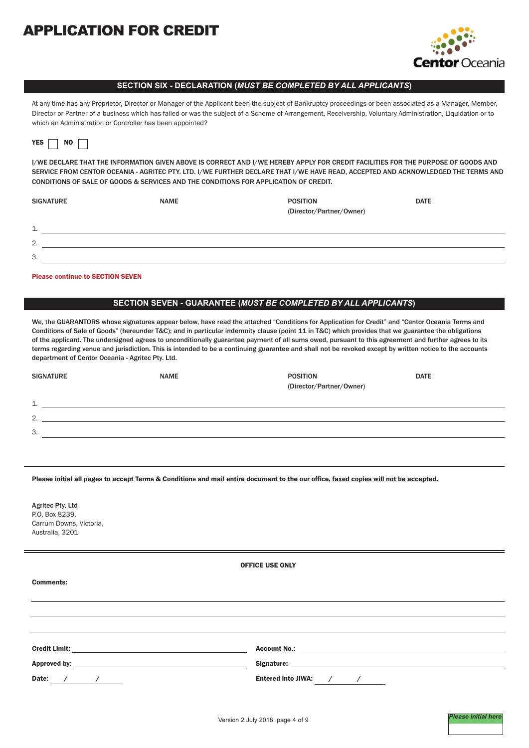# APPLICATION FOR CREDIT

Centor Oceania

## SECTION SIX - DECLARATION (*MUST BE COMPLETED BY ALL APPLICANTS*)

At any time has any Proprietor, Director or Manager of the Applicant been the subject of Bankruptcy proceedings or been associated as a Manager, Member, Director or Partner of a business which has failed or was the subject of a Scheme of Arrangement, Receivership, Voluntary Administration, Liquidation or to which an Administration or Controller has been appointed?

**YES** ☐ **NO** ☐

I/WE DECLARE THAT THE INFORMATION GIVEN ABOVE IS CORRECT AND I/WE HEREBY APPLY FOR CREDIT FACILITIES FOR THE PURPOSE OF GOODS AND SERVICE FROM CENTOR OCEANIA - AGRITEC PTY. LTD. I/WE FURTHER DECLARE THAT I/WE HAVE READ, ACCEPTED AND ACKNOWLEDGED THE TERMS AND CONDITIONS OF SALE OF GOODS & SERVICES AND THE CONDITIONS FOR APPLICATION OF CREDIT.

| | SIGNATURE | NAME | POSITION (Director/Partner/Owner) | DATE |
|---|---|---|---|---|
| 1. | | | | |
| 2. | | | | |
| 3. | | | | |

**Please continue to SECTION SEVEN**

## SECTION SEVEN - GUARANTEE (*MUST BE COMPLETED BY ALL APPLICANTS*)

**We, the GUARANTORS whose signatures appear below, have read the attached "Conditions for Application for Credit" and "Centor Oceania Terms and Conditions of Sale of Goods" (hereunder T&C); and in particular indemnity clause (point 11 in T&C) which provides that we guarantee the obligations of the applicant. The undersigned agrees to unconditionally guarantee payment of all sums owed, pursuant to this agreement and further agrees to its terms regarding venue and jurisdiction. This is intended to be a continuing guarantee and shall not be revoked except by written notice to the accounts department of Centor Oceania - Agritec Pty. Ltd.**

| | SIGNATURE | NAME | POSITION (Director/Partner/Owner) | DATE |
|---|---|---|---|---|
| 1. | | | | |
| 2. | | | | |
| 3. | | | | |

**Please initial all pages to accept Terms & Conditions and mail entire document to the our office, faxed copies will not be accepted.**

**Agritec Pty. Ltd**
P.O. Box 8239,
Carrum Downs, Victoria,
Australia, 3201

**OFFICE USE ONLY**

**Comments:**

**Credit Limit:** ____________________ **Account No.:** ____________________

**Approved by:** ____________________ **Signature:** ____________________

**Date:** / / **Entered into JIWA:** / /

*Please initial here*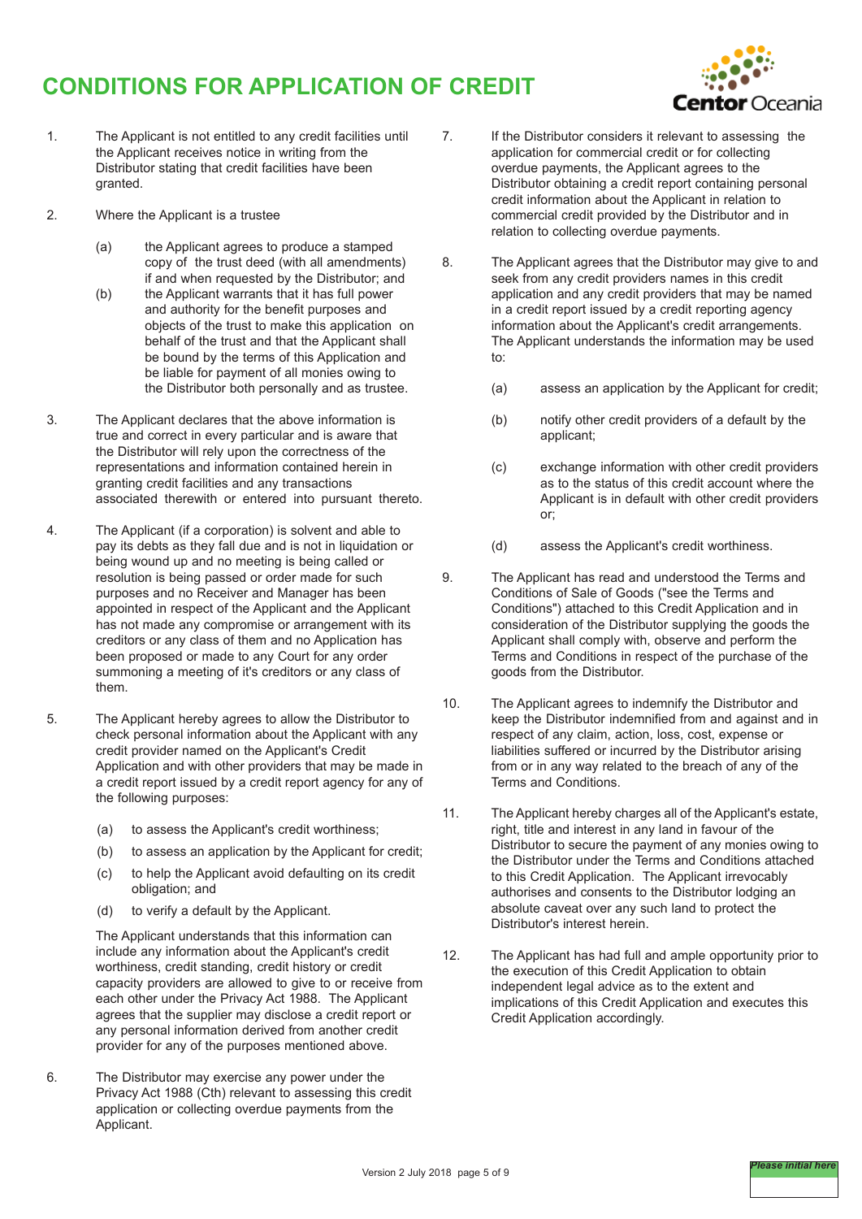# CONDITIONS FOR APPLICATION OF CREDIT

1. The Applicant is not entitled to any credit facilities until the Applicant receives notice in writing from the Distributor stating that credit facilities have been granted.

2. Where the Applicant is a trustee

   (a) the Applicant agrees to produce a stamped copy of the trust deed (with all amendments) if and when requested by the Distributor; and

   (b) the Applicant warrants that it has full power and authority for the benefit purposes and objects of the trust to make this application on behalf of the trust and that the Applicant shall be bound by the terms of this Application and be liable for payment of all monies owing to the Distributor both personally and as trustee.

3. The Applicant declares that the above information is true and correct in every particular and is aware that the Distributor will rely upon the correctness of the representations and information contained herein in granting credit facilities and any transactions associated therewith or entered into pursuant thereto.

4. The Applicant (if a corporation) is solvent and able to pay its debts as they fall due and is not in liquidation or being wound up and no meeting is being called or resolution is being passed or order made for such purposes and no Receiver and Manager has been appointed in respect of the Applicant and the Applicant has not made any compromise or arrangement with its creditors or any class of them and no Application has been proposed or made to any Court for any order summoning a meeting of it's creditors or any class of them.

5. The Applicant hereby agrees to allow the Distributor to check personal information about the Applicant with any credit provider named on the Applicant's Credit Application and with other providers that may be made in a credit report issued by a credit report agency for any of the following purposes:

   (a) to assess the Applicant's credit worthiness;

   (b) to assess an application by the Applicant for credit;

   (c) to help the Applicant avoid defaulting on its credit obligation; and

   (d) to verify a default by the Applicant.

   The Applicant understands that this information can include any information about the Applicant's credit worthiness, credit standing, credit history or credit capacity providers are allowed to give to or receive from each other under the Privacy Act 1988. The Applicant agrees that the supplier may disclose a credit report or any personal information derived from another credit provider for any of the purposes mentioned above.

6. The Distributor may exercise any power under the Privacy Act 1988 (Cth) relevant to assessing this credit application or collecting overdue payments from the Applicant.

7. If the Distributor considers it relevant to assessing the application for commercial credit or for collecting overdue payments, the Applicant agrees to the Distributor obtaining a credit report containing personal credit information about the Applicant in relation to commercial credit provided by the Distributor and in relation to collecting overdue payments.

8. The Applicant agrees that the Distributor may give to and seek from any credit providers names in this credit application and any credit providers that may be named in a credit report issued by a credit reporting agency information about the Applicant's credit arrangements. The Applicant understands the information may be used to:

   (a) assess an application by the Applicant for credit;

   (b) notify other credit providers of a default by the applicant;

   (c) exchange information with other credit providers as to the status of this credit account where the Applicant is in default with other credit providers or;

   (d) assess the Applicant's credit worthiness.

9. The Applicant has read and understood the Terms and Conditions of Sale of Goods ("see the Terms and Conditions") attached to this Credit Application and in consideration of the Distributor supplying the goods the Applicant shall comply with, observe and perform the Terms and Conditions in respect of the purchase of the goods from the Distributor.

10. The Applicant agrees to indemnify the Distributor and keep the Distributor indemnified from and against and in respect of any claim, action, loss, cost, expense or liabilities suffered or incurred by the Distributor arising from or in any way related to the breach of any of the Terms and Conditions.

11. The Applicant hereby charges all of the Applicant's estate, right, title and interest in any land in favour of the Distributor to secure the payment of any monies owing to the Distributor under the Terms and Conditions attached to this Credit Application. The Applicant irrevocably authorises and consents to the Distributor lodging an absolute caveat over any such land to protect the Distributor's interest herein.

12. The Applicant has had full and ample opportunity prior to the execution of this Credit Application to obtain independent legal advice as to the extent and implications of this Credit Application and executes this Credit Application accordingly.

*Please initial here*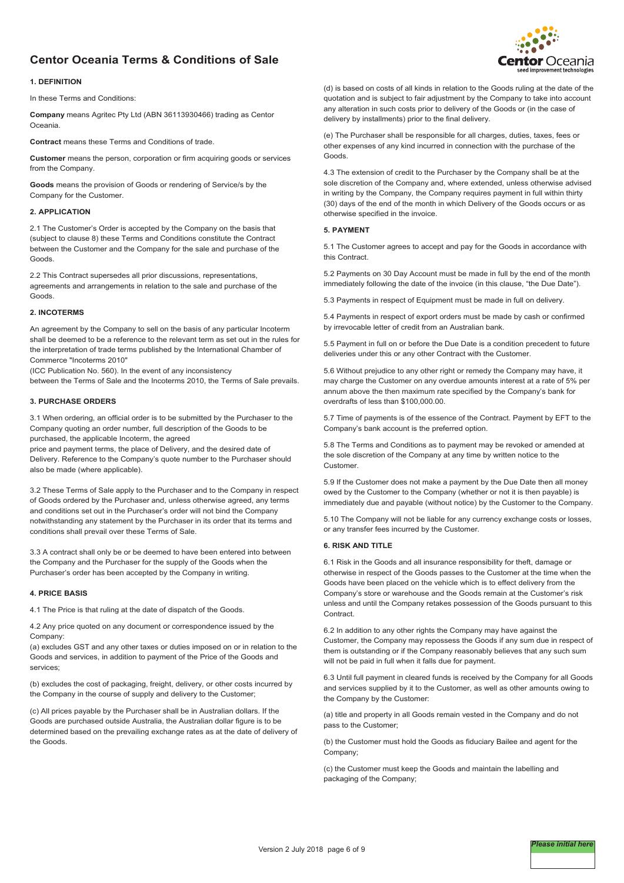# Centor Oceania Terms & Conditions of Sale

### 1. DEFINITION

In these Terms and Conditions:

**Company** means Agritec Pty Ltd (ABN 36113930466) trading as Centor Oceania.

**Contract** means these Terms and Conditions of trade.

**Customer** means the person, corporation or firm acquiring goods or services from the Company.

**Goods** means the provision of Goods or rendering of Service/s by the Company for the Customer.

### 2. APPLICATION

2.1 The Customer's Order is accepted by the Company on the basis that (subject to clause 8) these Terms and Conditions constitute the Contract between the Customer and the Company for the sale and purchase of the Goods.

2.2 This Contract supersedes all prior discussions, representations, agreements and arrangements in relation to the sale and purchase of the Goods.

### 2. INCOTERMS

An agreement by the Company to sell on the basis of any particular Incoterm shall be deemed to be a reference to the relevant term as set out in the rules for the interpretation of trade terms published by the International Chamber of Commerce "Incoterms 2010"
(ICC Publication No. 560). In the event of any inconsistency
between the Terms of Sale and the Incoterms 2010, the Terms of Sale prevails.

### 3. PURCHASE ORDERS

3.1 When ordering, an official order is to be submitted by the Purchaser to the Company quoting an order number, full description of the Goods to be purchased, the applicable Incoterm, the agreed
price and payment terms, the place of Delivery, and the desired date of Delivery. Reference to the Company's quote number to the Purchaser should also be made (where applicable).

3.2 These Terms of Sale apply to the Purchaser and to the Company in respect of Goods ordered by the Purchaser and, unless otherwise agreed, any terms and conditions set out in the Purchaser's order will not bind the Company notwithstanding any statement by the Purchaser in its order that its terms and conditions shall prevail over these Terms of Sale.

3.3 A contract shall only be or be deemed to have been entered into between the Company and the Purchaser for the supply of the Goods when the Purchaser's order has been accepted by the Company in writing.

### 4. PRICE BASIS

4.1 The Price is that ruling at the date of dispatch of the Goods.

4.2 Any price quoted on any document or correspondence issued by the Company:
(a) excludes GST and any other taxes or duties imposed on or in relation to the Goods and services, in addition to payment of the Price of the Goods and services;

(b) excludes the cost of packaging, freight, delivery, or other costs incurred by the Company in the course of supply and delivery to the Customer;

(c) All prices payable by the Purchaser shall be in Australian dollars. If the Goods are purchased outside Australia, the Australian dollar figure is to be determined based on the prevailing exchange rates as at the date of delivery of the Goods.

(d) is based on costs of all kinds in relation to the Goods ruling at the date of the quotation and is subject to fair adjustment by the Company to take into account any alteration in such costs prior to delivery of the Goods or (in the case of delivery by installments) prior to the final delivery.

(e) The Purchaser shall be responsible for all charges, duties, taxes, fees or other expenses of any kind incurred in connection with the purchase of the Goods.

4.3 The extension of credit to the Purchaser by the Company shall be at the sole discretion of the Company and, where extended, unless otherwise advised in writing by the Company, the Company requires payment in full within thirty (30) days of the end of the month in which Delivery of the Goods occurs or as otherwise specified in the invoice.

### 5. PAYMENT

5.1 The Customer agrees to accept and pay for the Goods in accordance with this Contract.

5.2 Payments on 30 Day Account must be made in full by the end of the month immediately following the date of the invoice (in this clause, "the Due Date").

5.3 Payments in respect of Equipment must be made in full on delivery.

5.4 Payments in respect of export orders must be made by cash or confirmed by irrevocable letter of credit from an Australian bank.

5.5 Payment in full on or before the Due Date is a condition precedent to future deliveries under this or any other Contract with the Customer.

5.6 Without prejudice to any other right or remedy the Company may have, it may charge the Customer on any overdue amounts interest at a rate of 5% per annum above the then maximum rate specified by the Company's bank for overdrafts of less than $100,000.00.

5.7 Time of payments is of the essence of the Contract. Payment by EFT to the Company's bank account is the preferred option.

5.8 The Terms and Conditions as to payment may be revoked or amended at the sole discretion of the Company at any time by written notice to the Customer.

5.9 If the Customer does not make a payment by the Due Date then all money owed by the Customer to the Company (whether or not it is then payable) is immediately due and payable (without notice) by the Customer to the Company.

5.10 The Company will not be liable for any currency exchange costs or losses, or any transfer fees incurred by the Customer.

### 6. RISK AND TITLE

6.1 Risk in the Goods and all insurance responsibility for theft, damage or otherwise in respect of the Goods passes to the Customer at the time when the Goods have been placed on the vehicle which is to effect delivery from the Company's store or warehouse and the Goods remain at the Customer's risk unless and until the Company retakes possession of the Goods pursuant to this Contract.

6.2 In addition to any other rights the Company may have against the Customer, the Company may repossess the Goods if any sum due in respect of them is outstanding or if the Company reasonably believes that any such sum will not be paid in full when it falls due for payment.

6.3 Until full payment in cleared funds is received by the Company for all Goods and services supplied by it to the Customer, as well as other amounts owing to the Company by the Customer:

(a) title and property in all Goods remain vested in the Company and do not pass to the Customer;

(b) the Customer must hold the Goods as fiduciary Bailee and agent for the Company;

(c) the Customer must keep the Goods and maintain the labelling and packaging of the Company;

*Please initial here*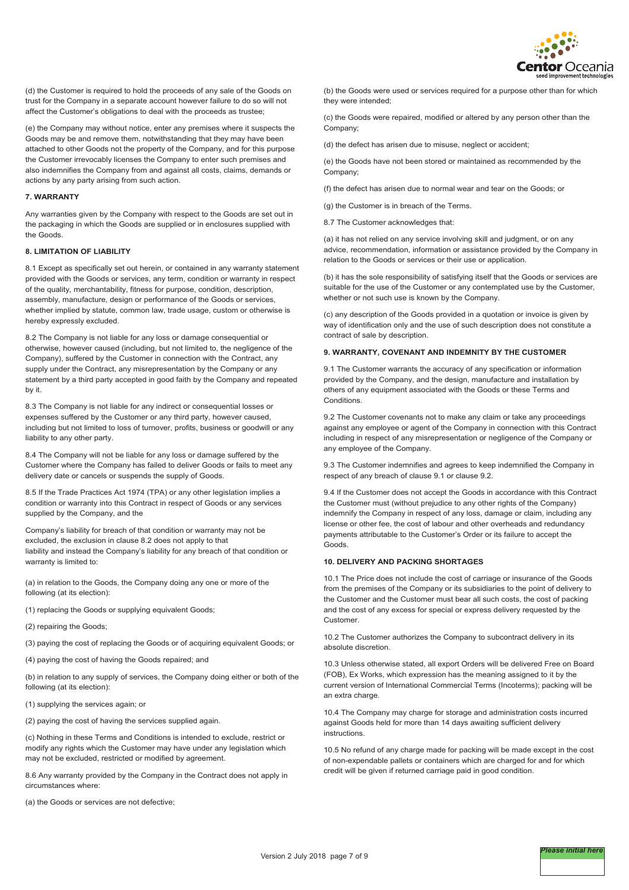(d) the Customer is required to hold the proceeds of any sale of the Goods on trust for the Company in a separate account however failure to do so will not affect the Customer's obligations to deal with the proceeds as trustee;

(e) the Company may without notice, enter any premises where it suspects the Goods may be and remove them, notwithstanding that they may have been attached to other Goods not the property of the Company, and for this purpose the Customer irrevocably licenses the Company to enter such premises and also indemnifies the Company from and against all costs, claims, demands or actions by any party arising from such action.

### 7. WARRANTY

Any warranties given by the Company with respect to the Goods are set out in the packaging in which the Goods are supplied or in enclosures supplied with the Goods.

### 8. LIMITATION OF LIABILITY

8.1 Except as specifically set out herein, or contained in any warranty statement provided with the Goods or services, any term, condition or warranty in respect of the quality, merchantability, fitness for purpose, condition, description, assembly, manufacture, design or performance of the Goods or services, whether implied by statute, common law, trade usage, custom or otherwise is hereby expressly excluded.

8.2 The Company is not liable for any loss or damage consequential or otherwise, however caused (including, but not limited to, the negligence of the Company), suffered by the Customer in connection with the Contract, any supply under the Contract, any misrepresentation by the Company or any statement by a third party accepted in good faith by the Company and repeated by it.

8.3 The Company is not liable for any indirect or consequential losses or expenses suffered by the Customer or any third party, however caused, including but not limited to loss of turnover, profits, business or goodwill or any liability to any other party.

8.4 The Company will not be liable for any loss or damage suffered by the Customer where the Company has failed to deliver Goods or fails to meet any delivery date or cancels or suspends the supply of Goods.

8.5 If the Trade Practices Act 1974 (TPA) or any other legislation implies a condition or warranty into this Contract in respect of Goods or any services supplied by the Company, and the

Company's liability for breach of that condition or warranty may not be excluded, the exclusion in clause 8.2 does not apply to that liability and instead the Company's liability for any breach of that condition or warranty is limited to:

(a) in relation to the Goods, the Company doing any one or more of the following (at its election):

(1) replacing the Goods or supplying equivalent Goods;

(2) repairing the Goods;

(3) paying the cost of replacing the Goods or of acquiring equivalent Goods; or

(4) paying the cost of having the Goods repaired; and

(b) in relation to any supply of services, the Company doing either or both of the following (at its election):

(1) supplying the services again; or

(2) paying the cost of having the services supplied again.

(c) Nothing in these Terms and Conditions is intended to exclude, restrict or modify any rights which the Customer may have under any legislation which may not be excluded, restricted or modified by agreement.

8.6 Any warranty provided by the Company in the Contract does not apply in circumstances where:

(a) the Goods or services are not defective;

(b) the Goods were used or services required for a purpose other than for which they were intended;

(c) the Goods were repaired, modified or altered by any person other than the Company;

(d) the defect has arisen due to misuse, neglect or accident;

(e) the Goods have not been stored or maintained as recommended by the Company;

(f) the defect has arisen due to normal wear and tear on the Goods; or

(g) the Customer is in breach of the Terms.

8.7 The Customer acknowledges that:

(a) it has not relied on any service involving skill and judgment, or on any advice, recommendation, information or assistance provided by the Company in relation to the Goods or services or their use or application.

(b) it has the sole responsibility of satisfying itself that the Goods or services are suitable for the use of the Customer or any contemplated use by the Customer, whether or not such use is known by the Company.

(c) any description of the Goods provided in a quotation or invoice is given by way of identification only and the use of such description does not constitute a contract of sale by description.

### 9. WARRANTY, COVENANT AND INDEMNITY BY THE CUSTOMER

9.1 The Customer warrants the accuracy of any specification or information provided by the Company, and the design, manufacture and installation by others of any equipment associated with the Goods or these Terms and Conditions.

9.2 The Customer covenants not to make any claim or take any proceedings against any employee or agent of the Company in connection with this Contract including in respect of any misrepresentation or negligence of the Company or any employee of the Company.

9.3 The Customer indemnifies and agrees to keep indemnified the Company in respect of any breach of clause 9.1 or clause 9.2.

9.4 If the Customer does not accept the Goods in accordance with this Contract the Customer must (without prejudice to any other rights of the Company) indemnify the Company in respect of any loss, damage or claim, including any license or other fee, the cost of labour and other overheads and redundancy payments attributable to the Customer's Order or its failure to accept the Goods.

### 10. DELIVERY AND PACKING SHORTAGES

10.1 The Price does not include the cost of carriage or insurance of the Goods from the premises of the Company or its subsidiaries to the point of delivery to the Customer and the Customer must bear all such costs, the cost of packing and the cost of any excess for special or express delivery requested by the Customer.

10.2 The Customer authorizes the Company to subcontract delivery in its absolute discretion.

10.3 Unless otherwise stated, all export Orders will be delivered Free on Board (FOB), Ex Works, which expression has the meaning assigned to it by the current version of International Commercial Terms (Incoterms); packing will be an extra charge.

10.4 The Company may charge for storage and administration costs incurred against Goods held for more than 14 days awaiting sufficient delivery instructions.

10.5 No refund of any charge made for packing will be made except in the cost of non-expendable pallets or containers which are charged for and for which credit will be given if returned carriage paid in good condition.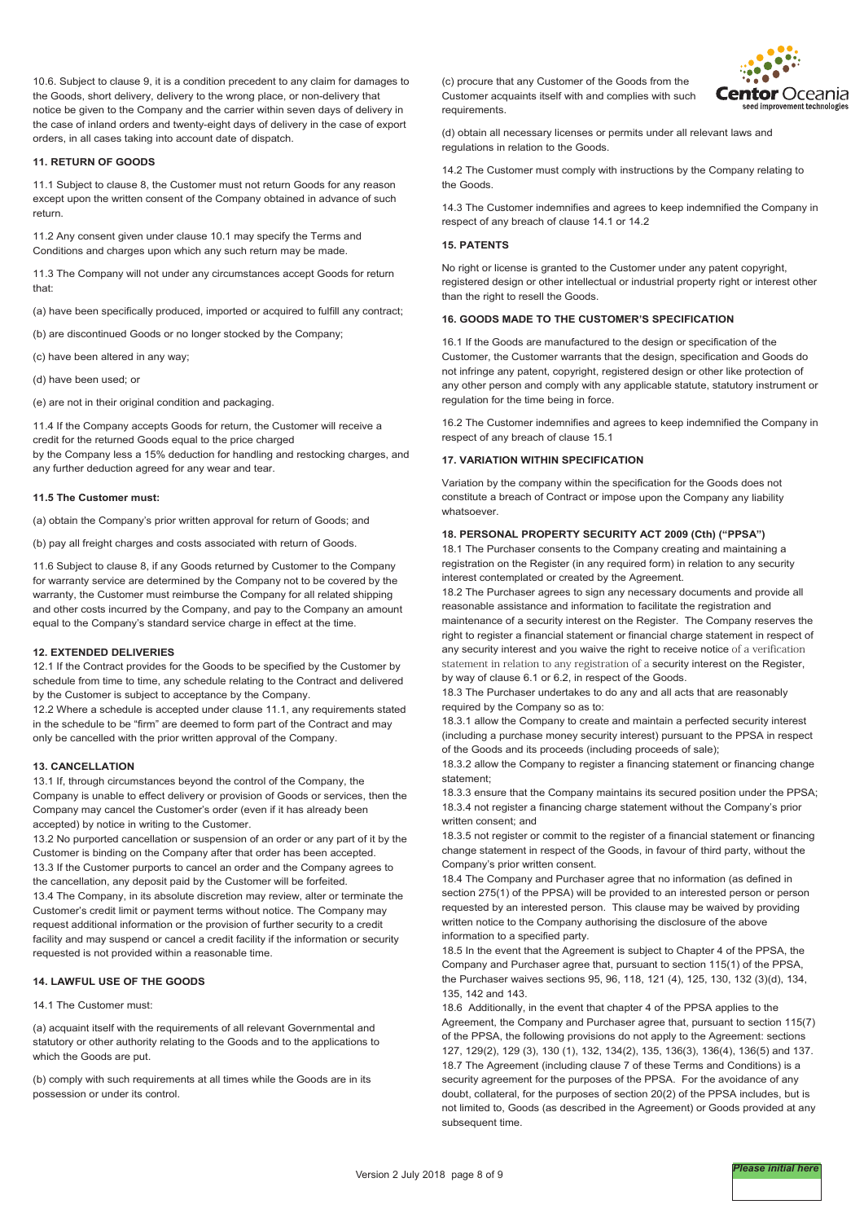10.6. Subject to clause 9, it is a condition precedent to any claim for damages to the Goods, short delivery, delivery to the wrong place, or non-delivery that notice be given to the Company and the carrier within seven days of delivery in the case of inland orders and twenty-eight days of delivery in the case of export orders, in all cases taking into account date of dispatch.

**11. RETURN OF GOODS**

11.1 Subject to clause 8, the Customer must not return Goods for any reason except upon the written consent of the Company obtained in advance of such return.

11.2 Any consent given under clause 10.1 may specify the Terms and Conditions and charges upon which any such return may be made.

11.3 The Company will not under any circumstances accept Goods for return that:

(a) have been specifically produced, imported or acquired to fulfill any contract;

(b) are discontinued Goods or no longer stocked by the Company;

(c) have been altered in any way;

(d) have been used; or

(e) are not in their original condition and packaging.

11.4 If the Company accepts Goods for return, the Customer will receive a credit for the returned Goods equal to the price charged
by the Company less a 15% deduction for handling and restocking charges, and any further deduction agreed for any wear and tear.

**11.5 The Customer must:**

(a) obtain the Company's prior written approval for return of Goods; and

(b) pay all freight charges and costs associated with return of Goods.

11.6 Subject to clause 8, if any Goods returned by Customer to the Company for warranty service are determined by the Company not to be covered by the warranty, the Customer must reimburse the Company for all related shipping and other costs incurred by the Company, and pay to the Company an amount equal to the Company's standard service charge in effect at the time.

**12. EXTENDED DELIVERIES**

12.1 If the Contract provides for the Goods to be specified by the Customer by schedule from time to time, any schedule relating to the Contract and delivered by the Customer is subject to acceptance by the Company.

12.2 Where a schedule is accepted under clause 11.1, any requirements stated in the schedule to be "firm" are deemed to form part of the Contract and may only be cancelled with the prior written approval of the Company.

**13. CANCELLATION**

13.1 If, through circumstances beyond the control of the Company, the Company is unable to effect delivery or provision of Goods or services, then the Company may cancel the Customer's order (even if it has already been accepted) by notice in writing to the Customer.

13.2 No purported cancellation or suspension of an order or any part of it by the Customer is binding on the Company after that order has been accepted.

13.3 If the Customer purports to cancel an order and the Company agrees to the cancellation, any deposit paid by the Customer will be forfeited.

13.4 The Company, in its absolute discretion may review, alter or terminate the Customer's credit limit or payment terms without notice. The Company may request additional information or the provision of further security to a credit facility and may suspend or cancel a credit facility if the information or security requested is not provided within a reasonable time.

**14. LAWFUL USE OF THE GOODS**

14.1 The Customer must:

(a) acquaint itself with the requirements of all relevant Governmental and statutory or other authority relating to the Goods and to the applications to which the Goods are put.

(b) comply with such requirements at all times while the Goods are in its possession or under its control.

(c) procure that any Customer of the Goods from the Customer acquaints itself with and complies with such requirements.

(d) obtain all necessary licenses or permits under all relevant laws and regulations in relation to the Goods.

14.2 The Customer must comply with instructions by the Company relating to the Goods.

14.3 The Customer indemnifies and agrees to keep indemnified the Company in respect of any breach of clause 14.1 or 14.2

**15. PATENTS**

No right or license is granted to the Customer under any patent copyright, registered design or other intellectual or industrial property right or interest other than the right to resell the Goods.

**16. GOODS MADE TO THE CUSTOMER'S SPECIFICATION**

16.1 If the Goods are manufactured to the design or specification of the Customer, the Customer warrants that the design, specification and Goods do not infringe any patent, copyright, registered design or other like protection of any other person and comply with any applicable statute, statutory instrument or regulation for the time being in force.

16.2 The Customer indemnifies and agrees to keep indemnified the Company in respect of any breach of clause 15.1

**17. VARIATION WITHIN SPECIFICATION**

Variation by the company within the specification for the Goods does not constitute a breach of Contract or impose upon the Company any liability whatsoever.

**18. PERSONAL PROPERTY SECURITY ACT 2009 (Cth) ("PPSA")**

18.1 The Purchaser consents to the Company creating and maintaining a registration on the Register (in any required form) in relation to any security interest contemplated or created by the Agreement.

18.2 The Purchaser agrees to sign any necessary documents and provide all reasonable assistance and information to facilitate the registration and maintenance of a security interest on the Register. The Company reserves the right to register a financial statement or financial charge statement in respect of any security interest and you waive the right to receive notice of a verification statement in relation to any registration of a security interest on the Register, by way of clause 6.1 or 6.2, in respect of the Goods.

18.3 The Purchaser undertakes to do any and all acts that are reasonably required by the Company so as to:

18.3.1 allow the Company to create and maintain a perfected security interest (including a purchase money security interest) pursuant to the PPSA in respect of the Goods and its proceeds (including proceeds of sale);

18.3.2 allow the Company to register a financing statement or financing change statement;

18.3.3 ensure that the Company maintains its secured position under the PPSA;

18.3.4 not register a financing charge statement without the Company's prior written consent; and

18.3.5 not register or commit to the register of a financial statement or financing change statement in respect of the Goods, in favour of third party, without the Company's prior written consent.

18.4 The Company and Purchaser agree that no information (as defined in section 275(1) of the PPSA) will be provided to an interested person or person requested by an interested person. This clause may be waived by providing written notice to the Company authorising the disclosure of the above information to a specified party.

18.5 In the event that the Agreement is subject to Chapter 4 of the PPSA, the Company and Purchaser agree that, pursuant to section 115(1) of the PPSA, the Purchaser waives sections 95, 96, 118, 121 (4), 125, 130, 132 (3)(d), 134, 135, 142 and 143.

18.6 Additionally, in the event that chapter 4 of the PPSA applies to the Agreement, the Company and Purchaser agree that, pursuant to section 115(7) of the PPSA, the following provisions do not apply to the Agreement: sections 127, 129(2), 129 (3), 130 (1), 132, 134(2), 135, 136(3), 136(4), 136(5) and 137.

18.7 The Agreement (including clause 7 of these Terms and Conditions) is a security agreement for the purposes of the PPSA. For the avoidance of any doubt, collateral, for the purposes of section 20(2) of the PPSA includes, but is not limited to, Goods (as described in the Agreement) or Goods provided at any subsequent time.

*Please initial here*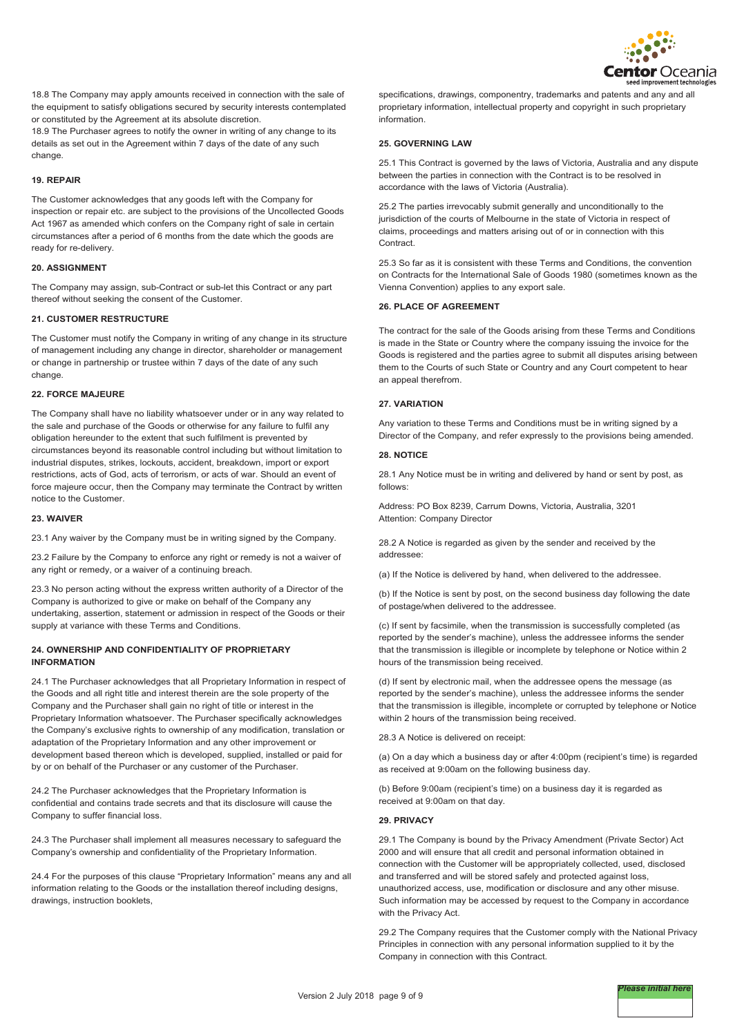18.8 The Company may apply amounts received in connection with the sale of the equipment to satisfy obligations secured by security interests contemplated or constituted by the Agreement at its absolute discretion.

18.9 The Purchaser agrees to notify the owner in writing of any change to its details as set out in the Agreement within 7 days of the date of any such change.

### 19. REPAIR

The Customer acknowledges that any goods left with the Company for inspection or repair etc. are subject to the provisions of the Uncollected Goods Act 1967 as amended which confers on the Company right of sale in certain circumstances after a period of 6 months from the date which the goods are ready for re-delivery.

### 20. ASSIGNMENT

The Company may assign, sub-Contract or sub-let this Contract or any part thereof without seeking the consent of the Customer.

### 21. CUSTOMER RESTRUCTURE

The Customer must notify the Company in writing of any change in its structure of management including any change in director, shareholder or management or change in partnership or trustee within 7 days of the date of any such change.

### 22. FORCE MAJEURE

The Company shall have no liability whatsoever under or in any way related to the sale and purchase of the Goods or otherwise for any failure to fulfil any obligation hereunder to the extent that such fulfilment is prevented by circumstances beyond its reasonable control including but without limitation to industrial disputes, strikes, lockouts, accident, breakdown, import or export restrictions, acts of God, acts of terrorism, or acts of war. Should an event of force majeure occur, then the Company may terminate the Contract by written notice to the Customer.

### 23. WAIVER

23.1 Any waiver by the Company must be in writing signed by the Company.

23.2 Failure by the Company to enforce any right or remedy is not a waiver of any right or remedy, or a waiver of a continuing breach.

23.3 No person acting without the express written authority of a Director of the Company is authorized to give or make on behalf of the Company any undertaking, assertion, statement or admission in respect of the Goods or their supply at variance with these Terms and Conditions.

### 24. OWNERSHIP AND CONFIDENTIALITY OF PROPRIETARY INFORMATION

24.1 The Purchaser acknowledges that all Proprietary Information in respect of the Goods and all right title and interest therein are the sole property of the Company and the Purchaser shall gain no right of title or interest in the Proprietary Information whatsoever. The Purchaser specifically acknowledges the Company's exclusive rights to ownership of any modification, translation or adaptation of the Proprietary Information and any other improvement or development based thereon which is developed, supplied, installed or paid for by or on behalf of the Purchaser or any customer of the Purchaser.

24.2 The Purchaser acknowledges that the Proprietary Information is confidential and contains trade secrets and that its disclosure will cause the Company to suffer financial loss.

24.3 The Purchaser shall implement all measures necessary to safeguard the Company's ownership and confidentiality of the Proprietary Information.

24.4 For the purposes of this clause "Proprietary Information" means any and all information relating to the Goods or the installation thereof including designs, drawings, instruction booklets, specifications, drawings, componentry, trademarks and patents and any and all proprietary information, intellectual property and copyright in such proprietary information.

### 25. GOVERNING LAW

25.1 This Contract is governed by the laws of Victoria, Australia and any dispute between the parties in connection with the Contract is to be resolved in accordance with the laws of Victoria (Australia).

25.2 The parties irrevocably submit generally and unconditionally to the jurisdiction of the courts of Melbourne in the state of Victoria in respect of claims, proceedings and matters arising out of or in connection with this Contract.

25.3 So far as it is consistent with these Terms and Conditions, the convention on Contracts for the International Sale of Goods 1980 (sometimes known as the Vienna Convention) applies to any export sale.

### 26. PLACE OF AGREEMENT

The contract for the sale of the Goods arising from these Terms and Conditions is made in the State or Country where the company issuing the invoice for the Goods is registered and the parties agree to submit all disputes arising between them to the Courts of such State or Country and any Court competent to hear an appeal therefrom.

### 27. VARIATION

Any variation to these Terms and Conditions must be in writing signed by a Director of the Company, and refer expressly to the provisions being amended.

### 28. NOTICE

28.1 Any Notice must be in writing and delivered by hand or sent by post, as follows:

Address: PO Box 8239, Carrum Downs, Victoria, Australia, 3201
Attention: Company Director

28.2 A Notice is regarded as given by the sender and received by the addressee:

(a) If the Notice is delivered by hand, when delivered to the addressee.

(b) If the Notice is sent by post, on the second business day following the date of postage/when delivered to the addressee.

(c) If sent by facsimile, when the transmission is successfully completed (as reported by the sender's machine), unless the addressee informs the sender that the transmission is illegible or incomplete by telephone or Notice within 2 hours of the transmission being received.

(d) If sent by electronic mail, when the addressee opens the message (as reported by the sender's machine), unless the addressee informs the sender that the transmission is illegible, incomplete or corrupted by telephone or Notice within 2 hours of the transmission being received.

28.3 A Notice is delivered on receipt:

(a) On a day which a business day or after 4:00pm (recipient's time) is regarded as received at 9:00am on the following business day.

(b) Before 9:00am (recipient's time) on a business day it is regarded as received at 9:00am on that day.

### 29. PRIVACY

29.1 The Company is bound by the Privacy Amendment (Private Sector) Act 2000 and will ensure that all credit and personal information obtained in connection with the Customer will be appropriately collected, used, disclosed and transferred and will be stored safely and protected against loss, unauthorized access, use, modification or disclosure and any other misuse. Such information may be accessed by request to the Company in accordance with the Privacy Act.

29.2 The Company requires that the Customer comply with the National Privacy Principles in connection with any personal information supplied to it by the Company in connection with this Contract.

*Please initial here*